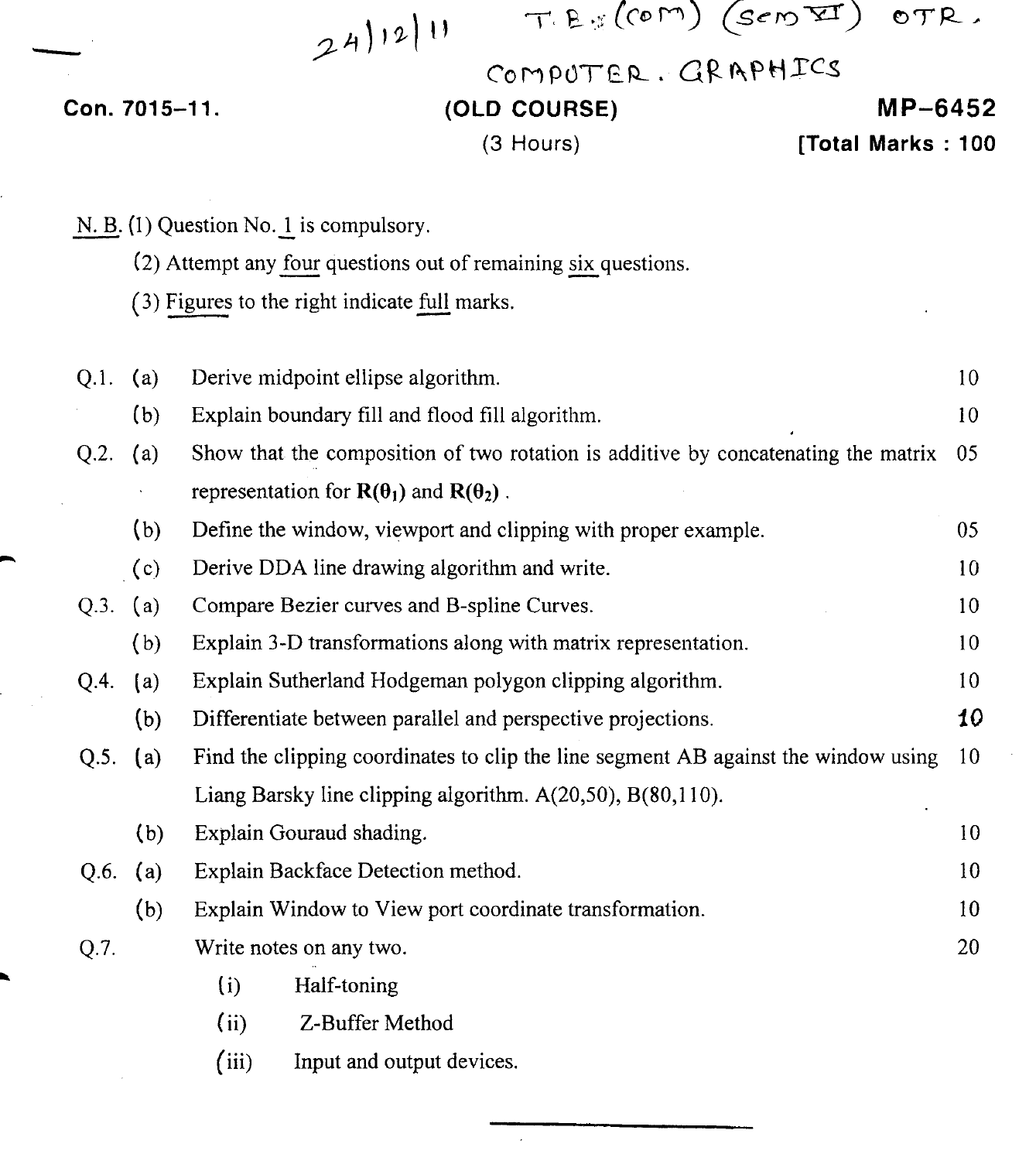24/12/11 T.E. (com) (sem VI) OTR.

COMPUTER. GRAPHICS

**Con. 7015–11.** **(OLD COURSE)** **MP–6452**

(3 Hours) **[Total Marks : 100**

N. B. (1) Question No. 1 is compulsory.

(2) Attempt any four questions out of remaining six questions.

(3) Figures to the right indicate full marks.

| | | | |
|---|---|---|---|
| Q.1. | (a) | Derive midpoint ellipse algorithm. | 10 |
| | (b) | Explain boundary fill and flood fill algorithm. | 10 |
| Q.2. | (a) | Show that the composition of two rotation is additive by concatenating the matrix representation for $\mathbf{R}(\theta_1)$ and $\mathbf{R}(\theta_2)$. | 05 |
| | (b) | Define the window, viewport and clipping with proper example. | 05 |
| | (c) | Derive DDA line drawing algorithm and write. | 10 |
| Q.3. | (a) | Compare Bezier curves and B-spline Curves. | 10 |
| | (b) | Explain 3-D transformations along with matrix representation. | 10 |
| Q.4. | (a) | Explain Sutherland Hodgeman polygon clipping algorithm. | 10 |
| | (b) | Differentiate between parallel and perspective projections. | 10 |
| Q.5. | (a) | Find the clipping coordinates to clip the line segment AB against the window using Liang Barsky line clipping algorithm. A(20,50), B(80,110). | 10 |
| | (b) | Explain Gouraud shading. | 10 |
| Q.6. | (a) | Explain Backface Detection method. | 10 |
| | (b) | Explain Window to View port coordinate transformation. | 10 |
| Q.7. | | Write notes on any two. | 20 |
| | | (i) Half-toning | |
| | | (ii) Z-Buffer Method | |
| | | (iii) Input and output devices. | |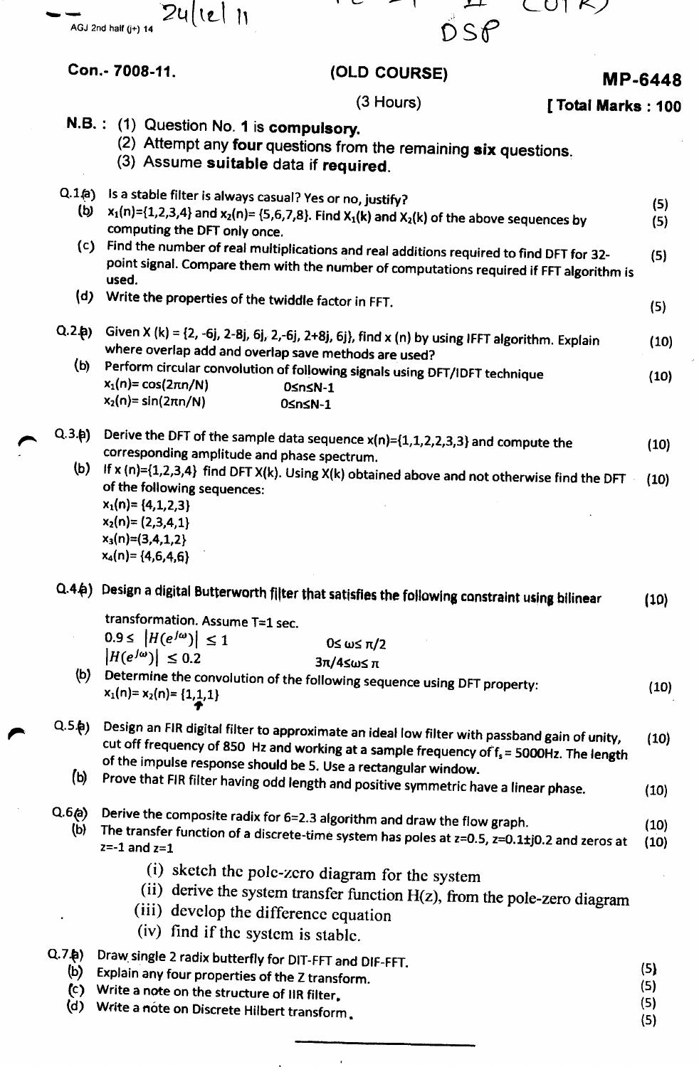Con.- 7008-11.

**(OLD COURSE)**

**MP-6448**

(3 Hours)

**[ Total Marks : 100**

**N.B. :** (1) Question No. **1** is **compulsory.**
(2) Attempt any **four** questions from the remaining **six** questions.
(3) Assume **suitable** data if **required.**

Q.1 (a) Is a stable filter is always casual? Yes or no, justify? (5)

(b) $x_1(n)=\{1,2,3,4\}$ and $x_2(n)=\{5,6,7,8\}$. Find $X_1(k)$ and $X_2(k)$ of the above sequences by computing the DFT only once. (5)

(c) Find the number of real multiplications and real additions required to find DFT for 32-point signal. Compare them with the number of computations required if FFT algorithm is used. (5)

(d) Write the properties of the twiddle factor in FFT. (5)

Q.2 (a) Given $X(k) = \{2, -6j, 2-8j, 6j, 2, -6j, 2+8j, 6j\}$, find $x(n)$ by using IFFT algorithm. Explain where overlap add and overlap save methods are used? (10)

(b) Perform circular convolution of following signals using DFT/IDFT technique (10)

$x_1(n)= \cos(2\pi n/N)$ $\quad$ $0\leq n\leq N-1$

$x_2(n)= \sin(2\pi n/N)$ $\quad$ $0\leq n\leq N-1$

Q.3 (a) Derive the DFT of the sample data sequence $x(n)=\{1,1,2,2,3,3\}$ and compute the corresponding amplitude and phase spectrum. (10)

(b) If $x(n)=\{1,2,3,4\}$ find DFT $X(k)$. Using $X(k)$ obtained above and not otherwise find the DFT of the following sequences: (10)

$x_1(n)= \{4,1,2,3\}$

$x_2(n)= \{2,3,4,1\}$

$x_3(n)=\{3,4,1,2\}$

$x_4(n)= \{4,6,4,6\}$

Q.4 (a) Design a digital Butterworth filter that satisfies the following constraint using bilinear transformation. Assume T=1 sec. (10)

$0.9\leq |H(e^{j\omega})| \leq 1$ $\quad$ $0\leq \omega\leq \pi/2$

$|H(e^{j\omega})| \leq 0.2$ $\quad$ $3\pi/4\leq\omega\leq \pi$

(b) Determine the convolution of the following sequence using DFT property: (10)

$x_1(n)= x_2(n)= \{1,\underset{\uparrow}{1},1\}$

Q.5 (a) Design an FIR digital filter to approximate an ideal low filter with passband gain of unity, cut off frequency of 850 Hz and working at a sample frequency of $f_s = 5000$Hz. The length of the impulse response should be 5. Use a rectangular window. (10)

(b) Prove that FIR filter having odd length and positive symmetric have a linear phase. (10)

Q.6 (a) Derive the composite radix for 6=2.3 algorithm and draw the flow graph. (10)

(b) The transfer function of a discrete-time system has poles at $z=0.5$, $z=0.1\pm j0.2$ and zeros at $z=-1$ and $z=1$ (10)

(i) sketch the pole-zero diagram for the system

(ii) derive the system transfer function H(z), from the pole-zero diagram

(iii) develop the difference equation

(iv) find if the system is stable.

Q.7 (a) Draw single 2 radix butterfly for DIT-FFT and DIF-FFT. (5)

(b) Explain any four properties of the Z transform. (5)

(c) Write a note on the structure of IIR filter. (5)

(d) Write a note on Discrete Hilbert transform. (5)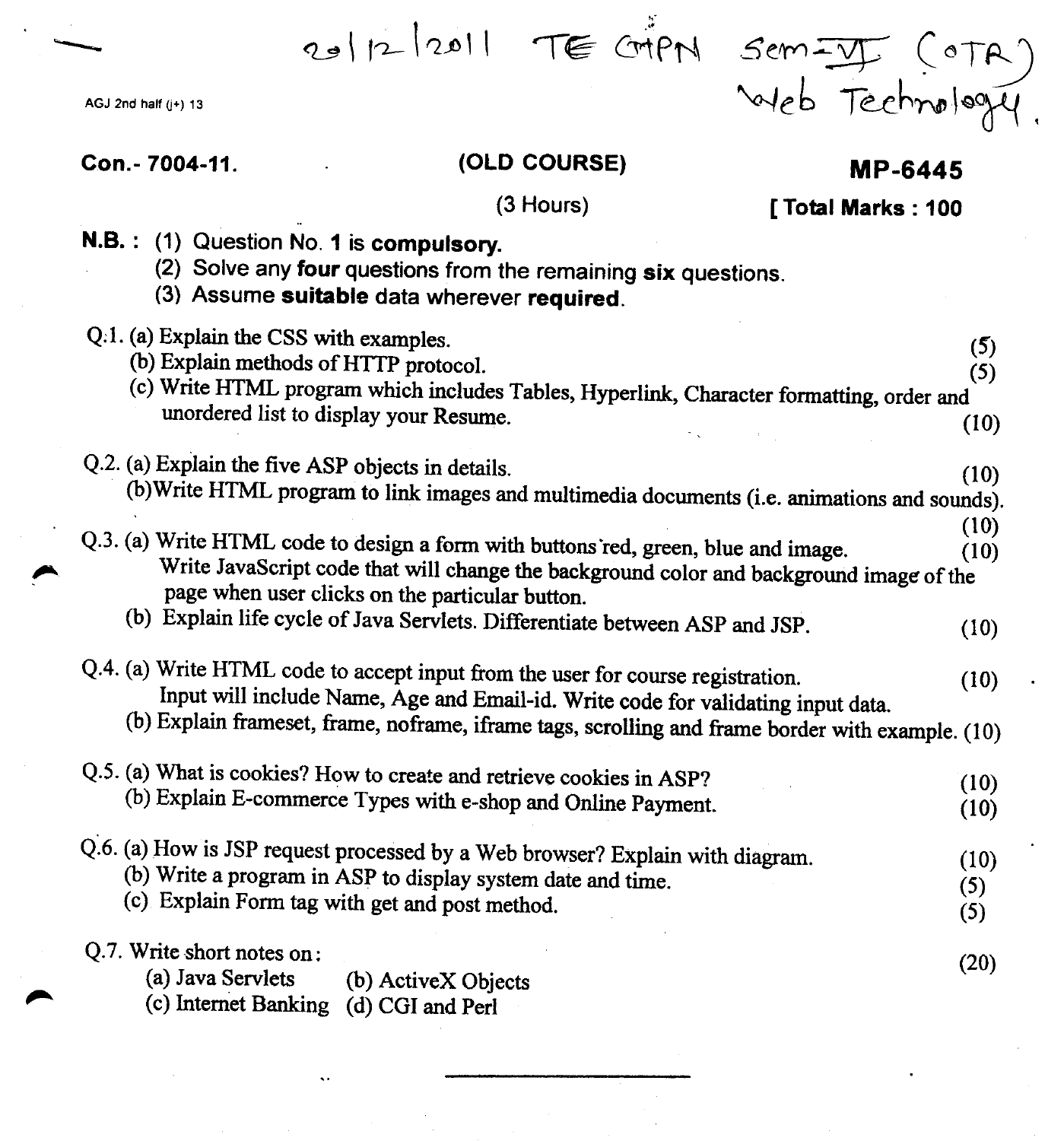20/12/2011 TE CMPN Sem-VI (OTR) Web Technology.

AGJ 2nd half (j+) 13

**Con.- 7004-11.** **(OLD COURSE)** **MP-6445**

(3 Hours) **[ Total Marks : 100**

**N.B. :** (1) Question No. **1** is **compulsory.**
(2) Solve any **four** questions from the remaining **six** questions.
(3) Assume **suitable** data wherever **required**.

Q.1. (a) Explain the CSS with examples. (5)
(b) Explain methods of HTTP protocol. (5)
(c) Write HTML program which includes Tables, Hyperlink, Character formatting, order and unordered list to display your Resume. (10)

Q.2. (a) Explain the five ASP objects in details. (10)
(b) Write HTML program to link images and multimedia documents (i.e. animations and sounds). (10)

Q.3. (a) Write HTML code to design a form with buttons red, green, blue and image. (10)
Write JavaScript code that will change the background color and background image of the page when user clicks on the particular button.
(b) Explain life cycle of Java Servlets. Differentiate between ASP and JSP. (10)

Q.4. (a) Write HTML code to accept input from the user for course registration. (10)
Input will include Name, Age and Email-id. Write code for validating input data.
(b) Explain frameset, frame, noframe, iframe tags, scrolling and frame border with example. (10)

Q.5. (a) What is cookies? How to create and retrieve cookies in ASP? (10)
(b) Explain E-commerce Types with e-shop and Online Payment. (10)

Q.6. (a) How is JSP request processed by a Web browser? Explain with diagram. (10)
(b) Write a program in ASP to display system date and time. (5)
(c) Explain Form tag with get and post method. (5)

Q.7. Write short notes on: (20)
(a) Java Servlets
(b) ActiveX Objects
(c) Internet Banking
(d) CGI and Perl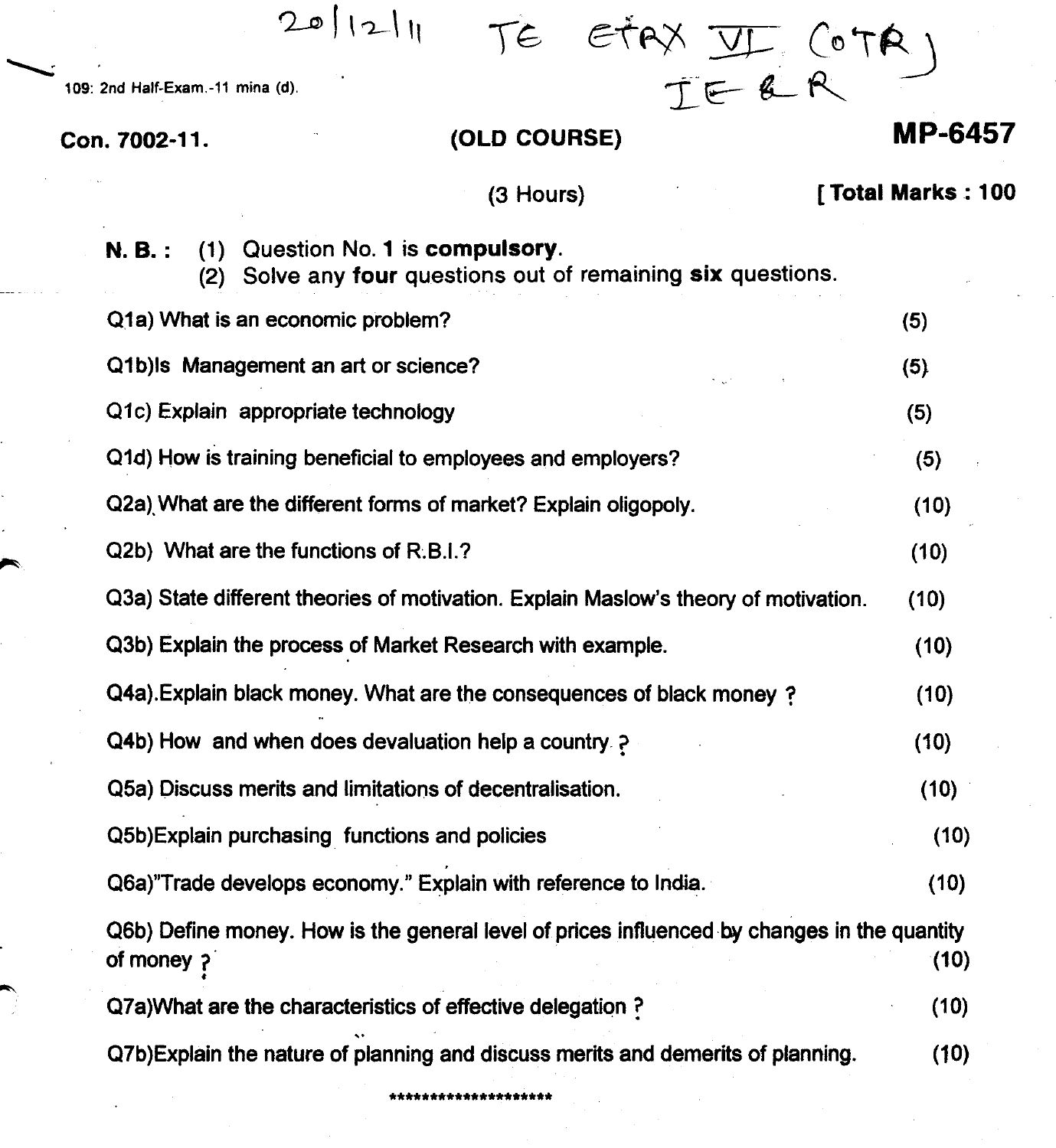20/12/11 TE ETRX VI (OTR) IE & R

109: 2nd Half-Exam.-11 mina (d).

**Con. 7002-11.** **(OLD COURSE)** **MP-6457**

(3 Hours) **[ Total Marks : 100**

**N. B. :** (1) Question No. 1 is **compulsory**.
(2) Solve any **four** questions out of remaining **six** questions.

Q1a) What is an economic problem? (5)

Q1b) Is Management an art or science? (5)

Q1c) Explain appropriate technology (5)

Q1d) How is training beneficial to employees and employers? (5)

Q2a) What are the different forms of market? Explain oligopoly. (10)

Q2b) What are the functions of R.B.I.? (10)

Q3a) State different theories of motivation. Explain Maslow's theory of motivation. (10)

Q3b) Explain the process of Market Research with example. (10)

Q4a). Explain black money. What are the consequences of black money ? (10)

Q4b) How and when does devaluation help a country ? (10)

Q5a) Discuss merits and limitations of decentralisation. (10)

Q5b) Explain purchasing functions and policies (10)

Q6a) "Trade develops economy." Explain with reference to India. (10)

Q6b) Define money. How is the general level of prices influenced by changes in the quantity of money ? (10)

Q7a) What are the characteristics of effective delegation ? (10)

Q7b) Explain the nature of planning and discuss merits and demerits of planning. (10)

*********************